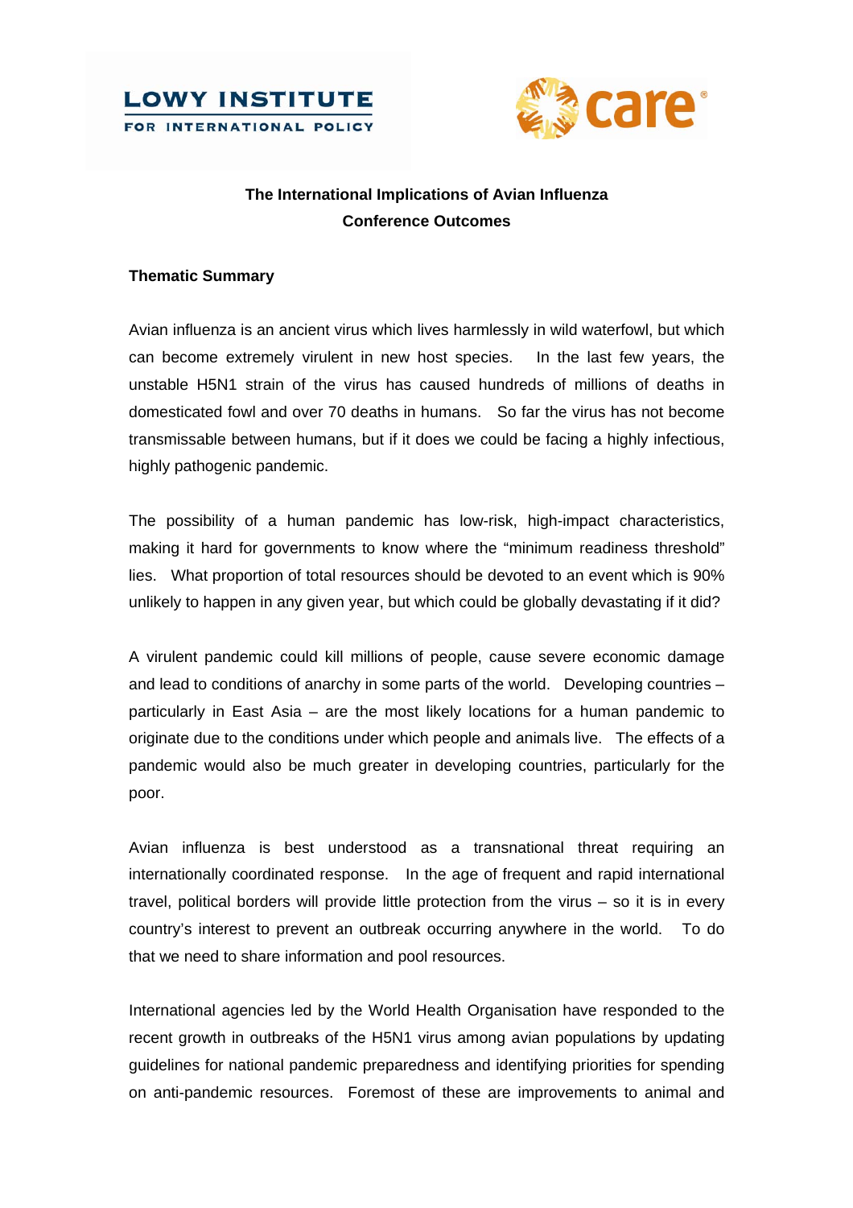LOWY INSTITUTE FOR INTERNATIONAL POLICY

care

# The International Implications of Avian Influenza
## Conference Outcomes

### Thematic Summary

Avian influenza is an ancient virus which lives harmlessly in wild waterfowl, but which can become extremely virulent in new host species. In the last few years, the unstable H5N1 strain of the virus has caused hundreds of millions of deaths in domesticated fowl and over 70 deaths in humans. So far the virus has not become transmissable between humans, but if it does we could be facing a highly infectious, highly pathogenic pandemic.

The possibility of a human pandemic has low-risk, high-impact characteristics, making it hard for governments to know where the "minimum readiness threshold" lies. What proportion of total resources should be devoted to an event which is 90% unlikely to happen in any given year, but which could be globally devastating if it did?

A virulent pandemic could kill millions of people, cause severe economic damage and lead to conditions of anarchy in some parts of the world. Developing countries – particularly in East Asia – are the most likely locations for a human pandemic to originate due to the conditions under which people and animals live. The effects of a pandemic would also be much greater in developing countries, particularly for the poor.

Avian influenza is best understood as a transnational threat requiring an internationally coordinated response. In the age of frequent and rapid international travel, political borders will provide little protection from the virus – so it is in every country's interest to prevent an outbreak occurring anywhere in the world. To do that we need to share information and pool resources.

International agencies led by the World Health Organisation have responded to the recent growth in outbreaks of the H5N1 virus among avian populations by updating guidelines for national pandemic preparedness and identifying priorities for spending on anti-pandemic resources. Foremost of these are improvements to animal and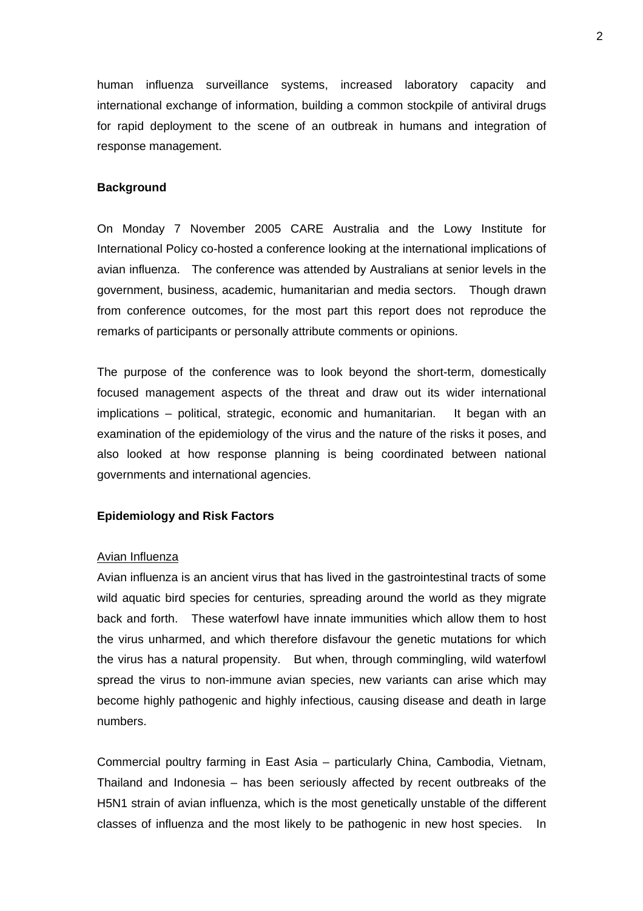human influenza surveillance systems, increased laboratory capacity and international exchange of information, building a common stockpile of antiviral drugs for rapid deployment to the scene of an outbreak in humans and integration of response management.

**Background**

On Monday 7 November 2005 CARE Australia and the Lowy Institute for International Policy co-hosted a conference looking at the international implications of avian influenza. The conference was attended by Australians at senior levels in the government, business, academic, humanitarian and media sectors. Though drawn from conference outcomes, for the most part this report does not reproduce the remarks of participants or personally attribute comments or opinions.

The purpose of the conference was to look beyond the short-term, domestically focused management aspects of the threat and draw out its wider international implications – political, strategic, economic and humanitarian. It began with an examination of the epidemiology of the virus and the nature of the risks it poses, and also looked at how response planning is being coordinated between national governments and international agencies.

**Epidemiology and Risk Factors**

<u>Avian Influenza</u>

Avian influenza is an ancient virus that has lived in the gastrointestinal tracts of some wild aquatic bird species for centuries, spreading around the world as they migrate back and forth. These waterfowl have innate immunities which allow them to host the virus unharmed, and which therefore disfavour the genetic mutations for which the virus has a natural propensity. But when, through commingling, wild waterfowl spread the virus to non-immune avian species, new variants can arise which may become highly pathogenic and highly infectious, causing disease and death in large numbers.

Commercial poultry farming in East Asia – particularly China, Cambodia, Vietnam, Thailand and Indonesia – has been seriously affected by recent outbreaks of the H5N1 strain of avian influenza, which is the most genetically unstable of the different classes of influenza and the most likely to be pathogenic in new host species. In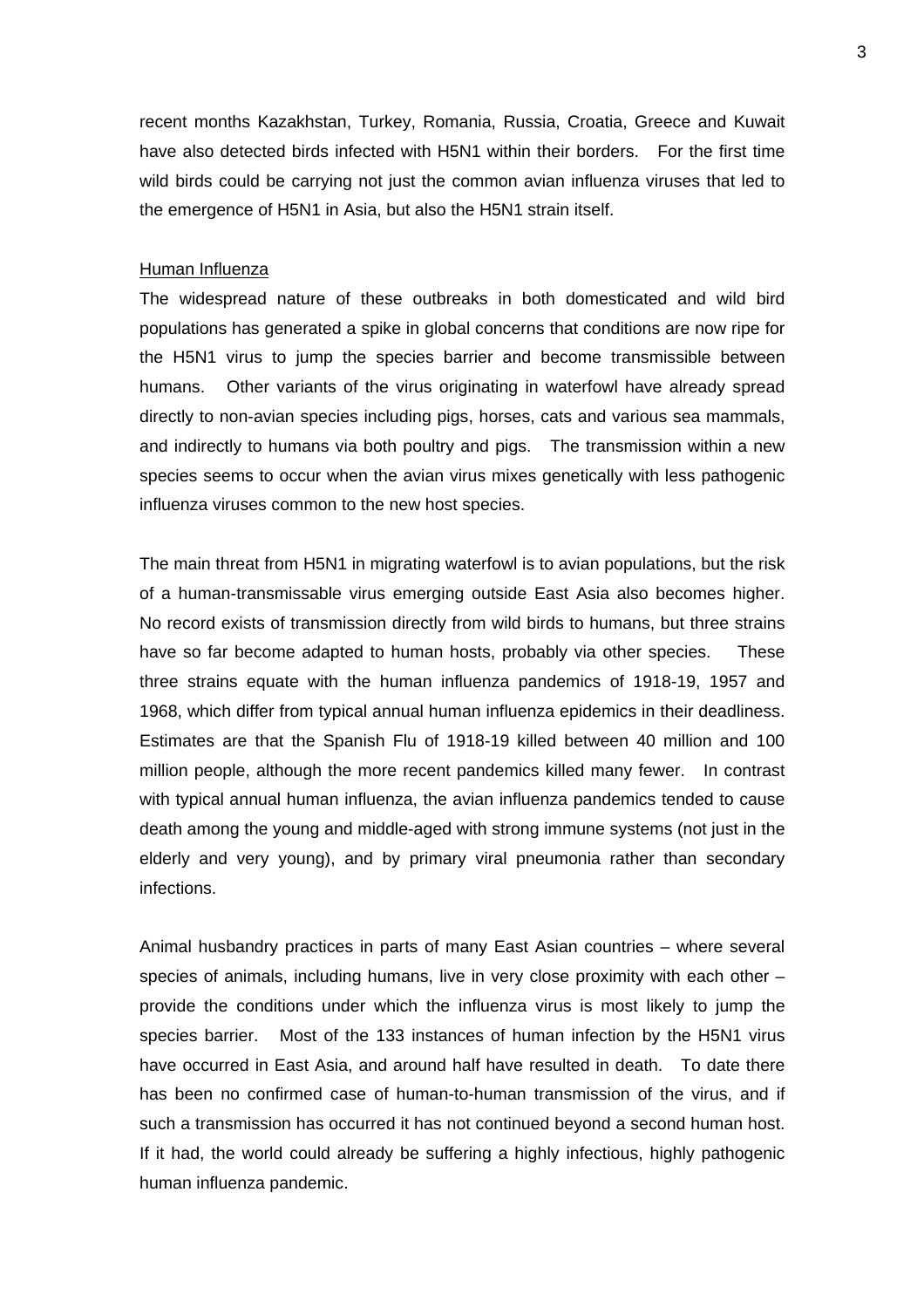recent months Kazakhstan, Turkey, Romania, Russia, Croatia, Greece and Kuwait have also detected birds infected with H5N1 within their borders. For the first time wild birds could be carrying not just the common avian influenza viruses that led to the emergence of H5N1 in Asia, but also the H5N1 strain itself.

<u>Human Influenza</u>

The widespread nature of these outbreaks in both domesticated and wild bird populations has generated a spike in global concerns that conditions are now ripe for the H5N1 virus to jump the species barrier and become transmissible between humans. Other variants of the virus originating in waterfowl have already spread directly to non-avian species including pigs, horses, cats and various sea mammals, and indirectly to humans via both poultry and pigs. The transmission within a new species seems to occur when the avian virus mixes genetically with less pathogenic influenza viruses common to the new host species.

The main threat from H5N1 in migrating waterfowl is to avian populations, but the risk of a human-transmissable virus emerging outside East Asia also becomes higher. No record exists of transmission directly from wild birds to humans, but three strains have so far become adapted to human hosts, probably via other species. These three strains equate with the human influenza pandemics of 1918-19, 1957 and 1968, which differ from typical annual human influenza epidemics in their deadliness. Estimates are that the Spanish Flu of 1918-19 killed between 40 million and 100 million people, although the more recent pandemics killed many fewer. In contrast with typical annual human influenza, the avian influenza pandemics tended to cause death among the young and middle-aged with strong immune systems (not just in the elderly and very young), and by primary viral pneumonia rather than secondary infections.

Animal husbandry practices in parts of many East Asian countries – where several species of animals, including humans, live in very close proximity with each other – provide the conditions under which the influenza virus is most likely to jump the species barrier. Most of the 133 instances of human infection by the H5N1 virus have occurred in East Asia, and around half have resulted in death. To date there has been no confirmed case of human-to-human transmission of the virus, and if such a transmission has occurred it has not continued beyond a second human host. If it had, the world could already be suffering a highly infectious, highly pathogenic human influenza pandemic.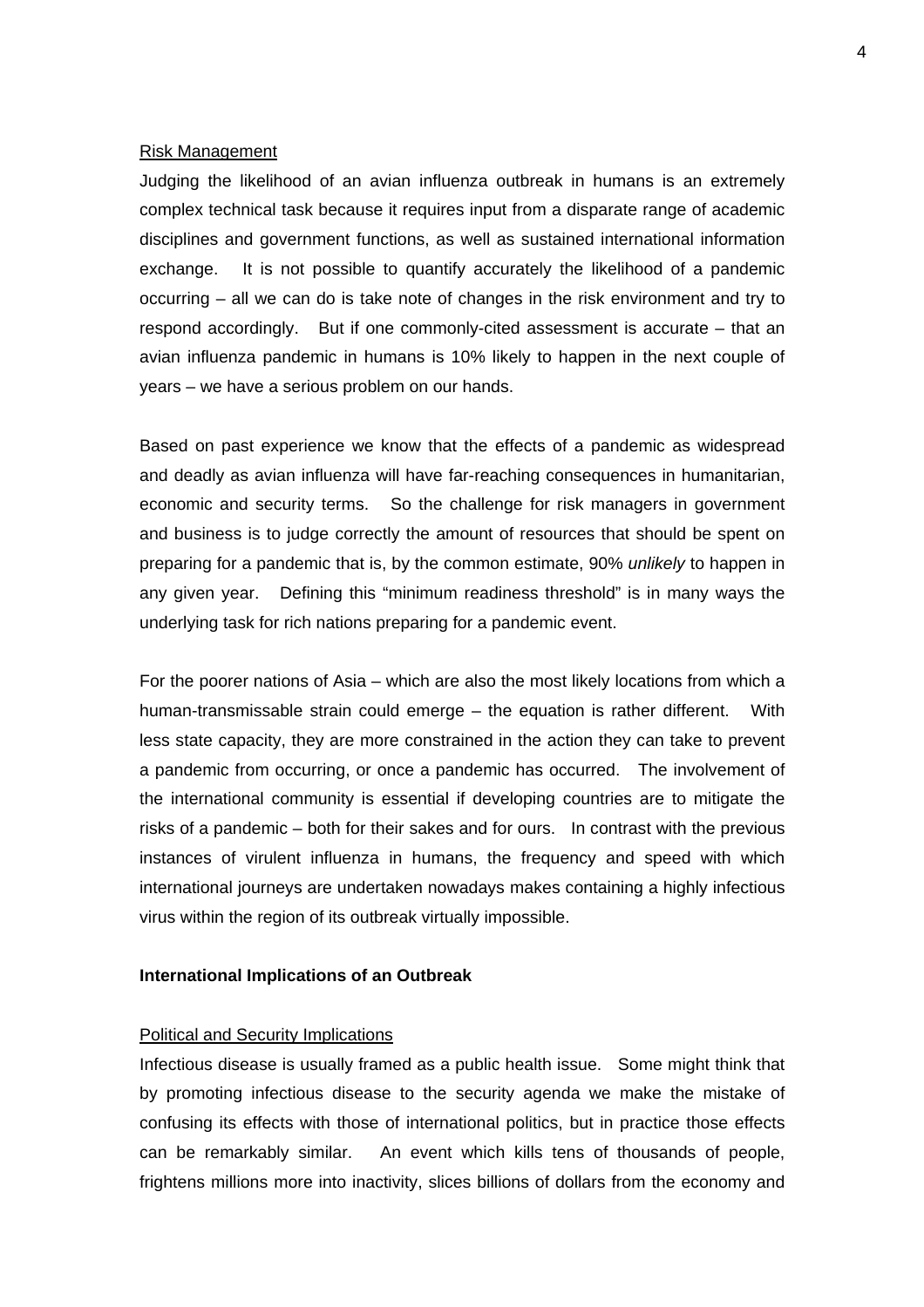Risk Management

Judging the likelihood of an avian influenza outbreak in humans is an extremely complex technical task because it requires input from a disparate range of academic disciplines and government functions, as well as sustained international information exchange. It is not possible to quantify accurately the likelihood of a pandemic occurring – all we can do is take note of changes in the risk environment and try to respond accordingly. But if one commonly-cited assessment is accurate – that an avian influenza pandemic in humans is 10% likely to happen in the next couple of years – we have a serious problem on our hands.

Based on past experience we know that the effects of a pandemic as widespread and deadly as avian influenza will have far-reaching consequences in humanitarian, economic and security terms. So the challenge for risk managers in government and business is to judge correctly the amount of resources that should be spent on preparing for a pandemic that is, by the common estimate, 90% *unlikely* to happen in any given year. Defining this "minimum readiness threshold" is in many ways the underlying task for rich nations preparing for a pandemic event.

For the poorer nations of Asia – which are also the most likely locations from which a human-transmissable strain could emerge – the equation is rather different. With less state capacity, they are more constrained in the action they can take to prevent a pandemic from occurring, or once a pandemic has occurred. The involvement of the international community is essential if developing countries are to mitigate the risks of a pandemic – both for their sakes and for ours. In contrast with the previous instances of virulent influenza in humans, the frequency and speed with which international journeys are undertaken nowadays makes containing a highly infectious virus within the region of its outbreak virtually impossible.

## International Implications of an Outbreak

Political and Security Implications

Infectious disease is usually framed as a public health issue. Some might think that by promoting infectious disease to the security agenda we make the mistake of confusing its effects with those of international politics, but in practice those effects can be remarkably similar. An event which kills tens of thousands of people, frightens millions more into inactivity, slices billions of dollars from the economy and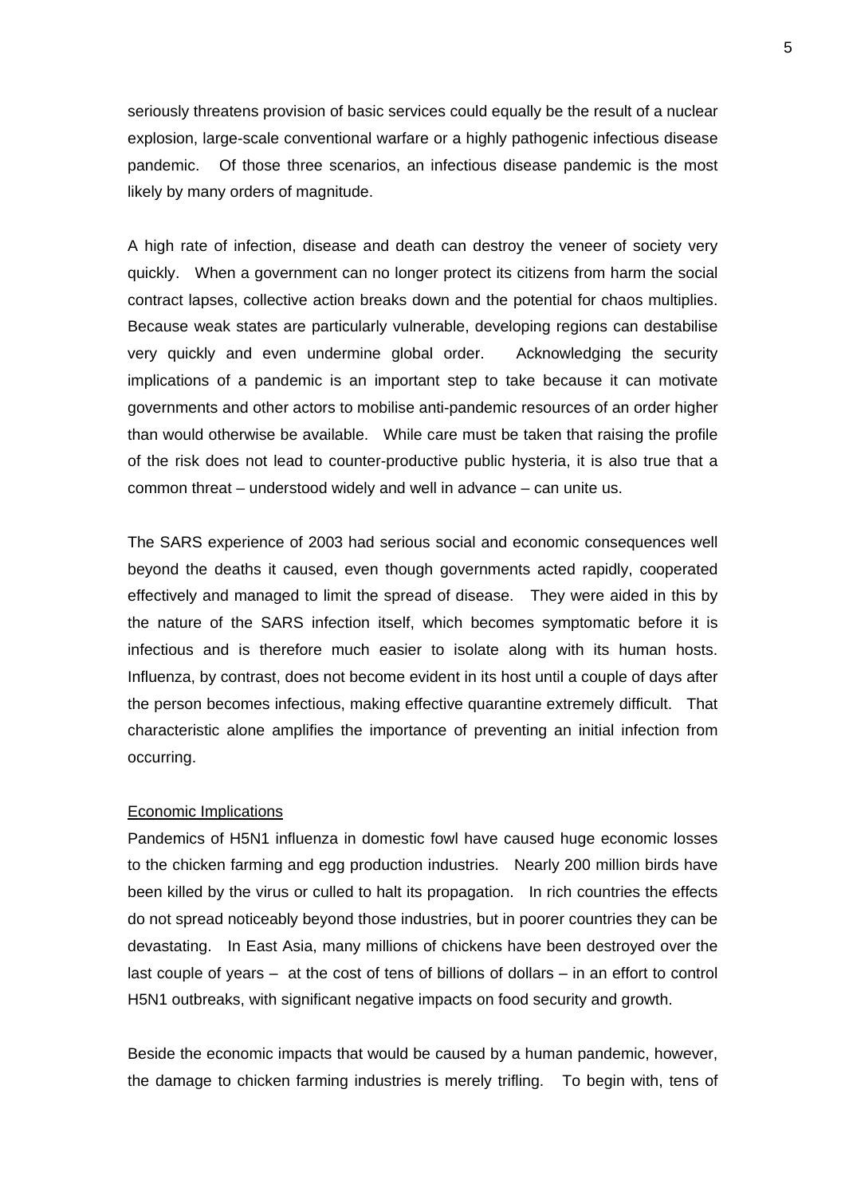seriously threatens provision of basic services could equally be the result of a nuclear explosion, large-scale conventional warfare or a highly pathogenic infectious disease pandemic. Of those three scenarios, an infectious disease pandemic is the most likely by many orders of magnitude.

A high rate of infection, disease and death can destroy the veneer of society very quickly. When a government can no longer protect its citizens from harm the social contract lapses, collective action breaks down and the potential for chaos multiplies. Because weak states are particularly vulnerable, developing regions can destabilise very quickly and even undermine global order. Acknowledging the security implications of a pandemic is an important step to take because it can motivate governments and other actors to mobilise anti-pandemic resources of an order higher than would otherwise be available. While care must be taken that raising the profile of the risk does not lead to counter-productive public hysteria, it is also true that a common threat – understood widely and well in advance – can unite us.

The SARS experience of 2003 had serious social and economic consequences well beyond the deaths it caused, even though governments acted rapidly, cooperated effectively and managed to limit the spread of disease. They were aided in this by the nature of the SARS infection itself, which becomes symptomatic before it is infectious and is therefore much easier to isolate along with its human hosts. Influenza, by contrast, does not become evident in its host until a couple of days after the person becomes infectious, making effective quarantine extremely difficult. That characteristic alone amplifies the importance of preventing an initial infection from occurring.

<u>Economic Implications</u>

Pandemics of H5N1 influenza in domestic fowl have caused huge economic losses to the chicken farming and egg production industries. Nearly 200 million birds have been killed by the virus or culled to halt its propagation. In rich countries the effects do not spread noticeably beyond those industries, but in poorer countries they can be devastating. In East Asia, many millions of chickens have been destroyed over the last couple of years – at the cost of tens of billions of dollars – in an effort to control H5N1 outbreaks, with significant negative impacts on food security and growth.

Beside the economic impacts that would be caused by a human pandemic, however, the damage to chicken farming industries is merely trifling. To begin with, tens of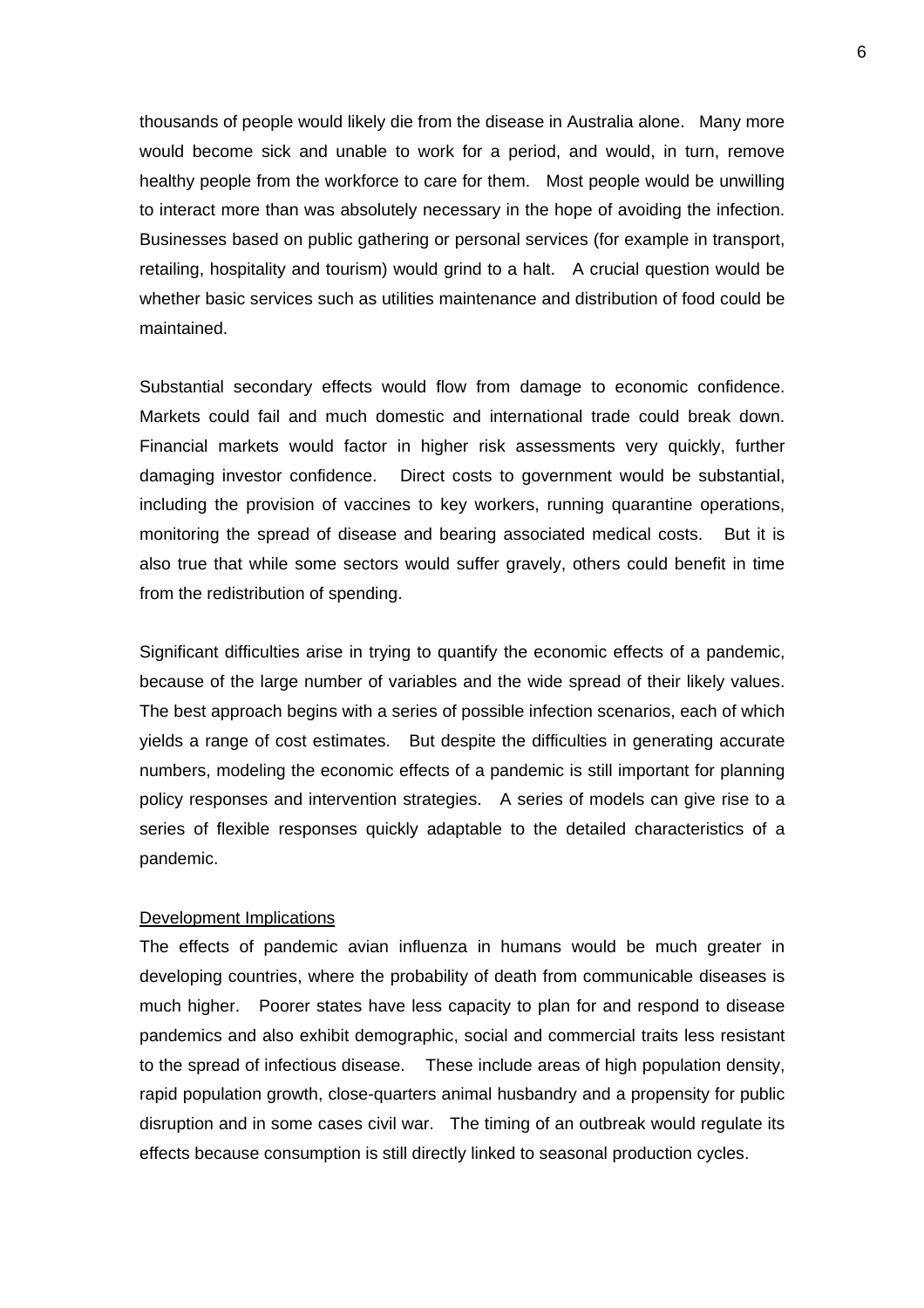thousands of people would likely die from the disease in Australia alone. Many more would become sick and unable to work for a period, and would, in turn, remove healthy people from the workforce to care for them. Most people would be unwilling to interact more than was absolutely necessary in the hope of avoiding the infection. Businesses based on public gathering or personal services (for example in transport, retailing, hospitality and tourism) would grind to a halt. A crucial question would be whether basic services such as utilities maintenance and distribution of food could be maintained.

Substantial secondary effects would flow from damage to economic confidence. Markets could fail and much domestic and international trade could break down. Financial markets would factor in higher risk assessments very quickly, further damaging investor confidence. Direct costs to government would be substantial, including the provision of vaccines to key workers, running quarantine operations, monitoring the spread of disease and bearing associated medical costs. But it is also true that while some sectors would suffer gravely, others could benefit in time from the redistribution of spending.

Significant difficulties arise in trying to quantify the economic effects of a pandemic, because of the large number of variables and the wide spread of their likely values. The best approach begins with a series of possible infection scenarios, each of which yields a range of cost estimates. But despite the difficulties in generating accurate numbers, modeling the economic effects of a pandemic is still important for planning policy responses and intervention strategies. A series of models can give rise to a series of flexible responses quickly adaptable to the detailed characteristics of a pandemic.

<u>Development Implications</u>

The effects of pandemic avian influenza in humans would be much greater in developing countries, where the probability of death from communicable diseases is much higher. Poorer states have less capacity to plan for and respond to disease pandemics and also exhibit demographic, social and commercial traits less resistant to the spread of infectious disease. These include areas of high population density, rapid population growth, close-quarters animal husbandry and a propensity for public disruption and in some cases civil war. The timing of an outbreak would regulate its effects because consumption is still directly linked to seasonal production cycles.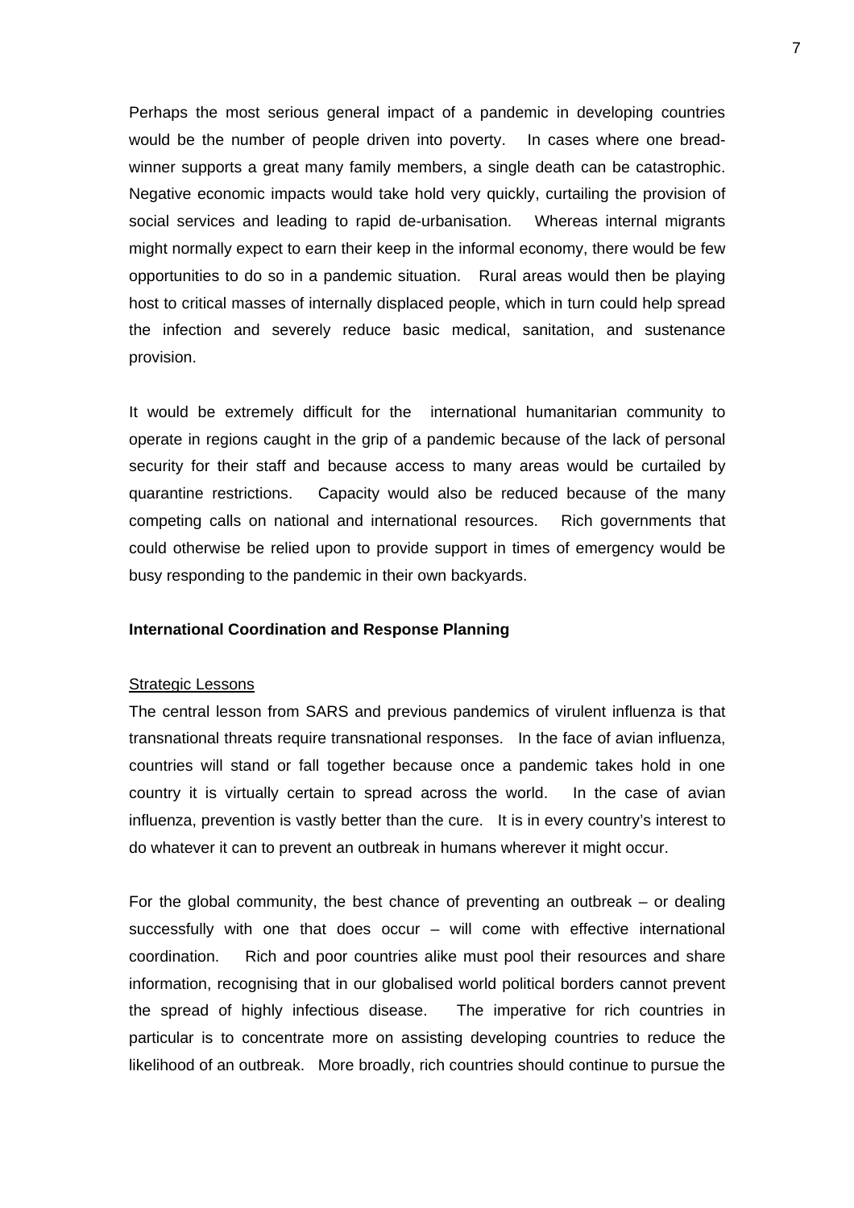Perhaps the most serious general impact of a pandemic in developing countries would be the number of people driven into poverty. In cases where one bread-winner supports a great many family members, a single death can be catastrophic. Negative economic impacts would take hold very quickly, curtailing the provision of social services and leading to rapid de-urbanisation. Whereas internal migrants might normally expect to earn their keep in the informal economy, there would be few opportunities to do so in a pandemic situation. Rural areas would then be playing host to critical masses of internally displaced people, which in turn could help spread the infection and severely reduce basic medical, sanitation, and sustenance provision.

It would be extremely difficult for the international humanitarian community to operate in regions caught in the grip of a pandemic because of the lack of personal security for their staff and because access to many areas would be curtailed by quarantine restrictions. Capacity would also be reduced because of the many competing calls on national and international resources. Rich governments that could otherwise be relied upon to provide support in times of emergency would be busy responding to the pandemic in their own backyards.

**International Coordination and Response Planning**

<u>Strategic Lessons</u>

The central lesson from SARS and previous pandemics of virulent influenza is that transnational threats require transnational responses. In the face of avian influenza, countries will stand or fall together because once a pandemic takes hold in one country it is virtually certain to spread across the world. In the case of avian influenza, prevention is vastly better than the cure. It is in every country's interest to do whatever it can to prevent an outbreak in humans wherever it might occur.

For the global community, the best chance of preventing an outbreak – or dealing successfully with one that does occur – will come with effective international coordination. Rich and poor countries alike must pool their resources and share information, recognising that in our globalised world political borders cannot prevent the spread of highly infectious disease. The imperative for rich countries in particular is to concentrate more on assisting developing countries to reduce the likelihood of an outbreak. More broadly, rich countries should continue to pursue the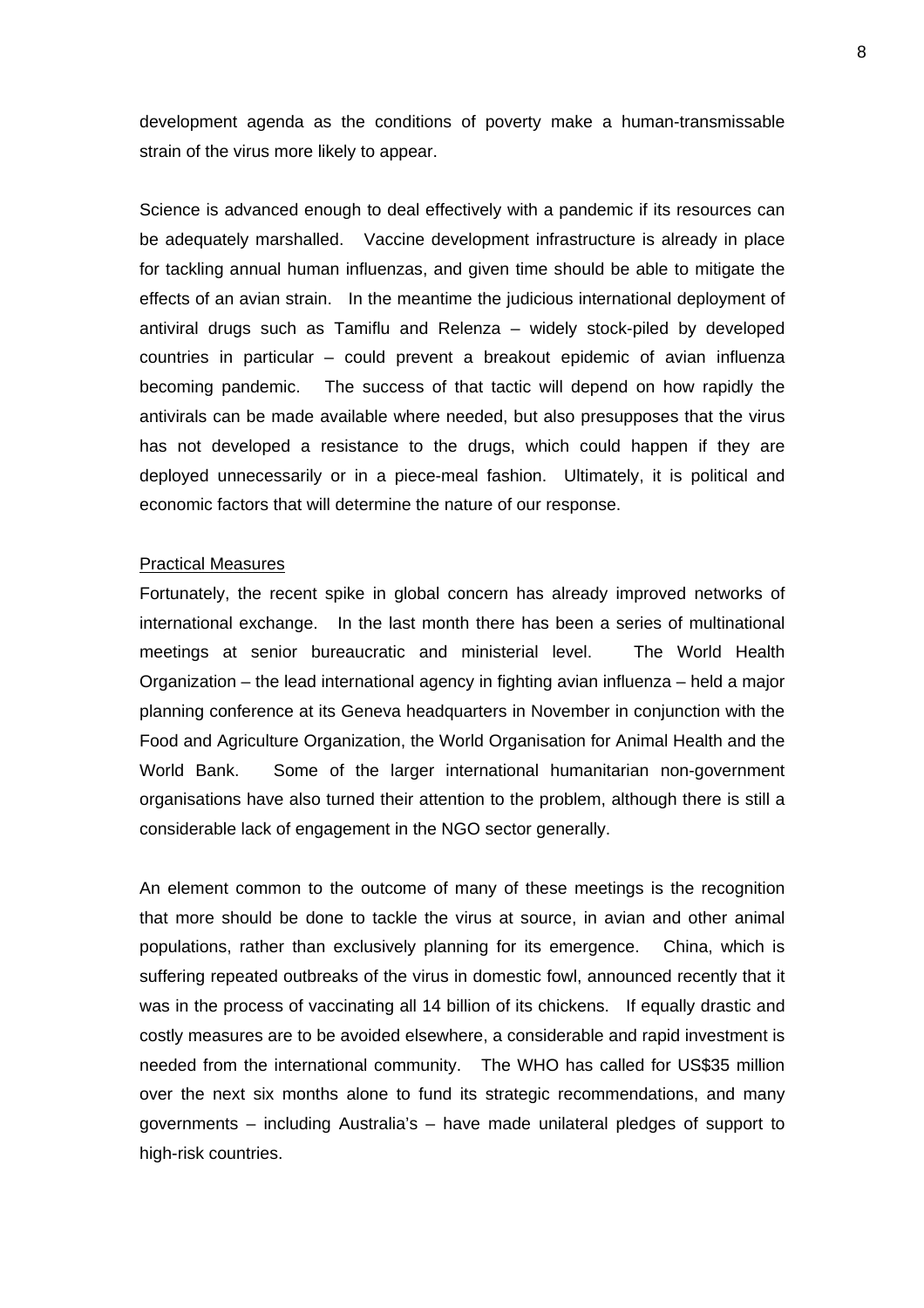development agenda as the conditions of poverty make a human-transmissable strain of the virus more likely to appear.

Science is advanced enough to deal effectively with a pandemic if its resources can be adequately marshalled. Vaccine development infrastructure is already in place for tackling annual human influenzas, and given time should be able to mitigate the effects of an avian strain. In the meantime the judicious international deployment of antiviral drugs such as Tamiflu and Relenza – widely stock-piled by developed countries in particular – could prevent a breakout epidemic of avian influenza becoming pandemic. The success of that tactic will depend on how rapidly the antivirals can be made available where needed, but also presupposes that the virus has not developed a resistance to the drugs, which could happen if they are deployed unnecessarily or in a piece-meal fashion. Ultimately, it is political and economic factors that will determine the nature of our response.

<u>Practical Measures</u>

Fortunately, the recent spike in global concern has already improved networks of international exchange. In the last month there has been a series of multinational meetings at senior bureaucratic and ministerial level. The World Health Organization – the lead international agency in fighting avian influenza – held a major planning conference at its Geneva headquarters in November in conjunction with the Food and Agriculture Organization, the World Organisation for Animal Health and the World Bank. Some of the larger international humanitarian non-government organisations have also turned their attention to the problem, although there is still a considerable lack of engagement in the NGO sector generally.

An element common to the outcome of many of these meetings is the recognition that more should be done to tackle the virus at source, in avian and other animal populations, rather than exclusively planning for its emergence. China, which is suffering repeated outbreaks of the virus in domestic fowl, announced recently that it was in the process of vaccinating all 14 billion of its chickens. If equally drastic and costly measures are to be avoided elsewhere, a considerable and rapid investment is needed from the international community. The WHO has called for US$35 million over the next six months alone to fund its strategic recommendations, and many governments – including Australia's – have made unilateral pledges of support to high-risk countries.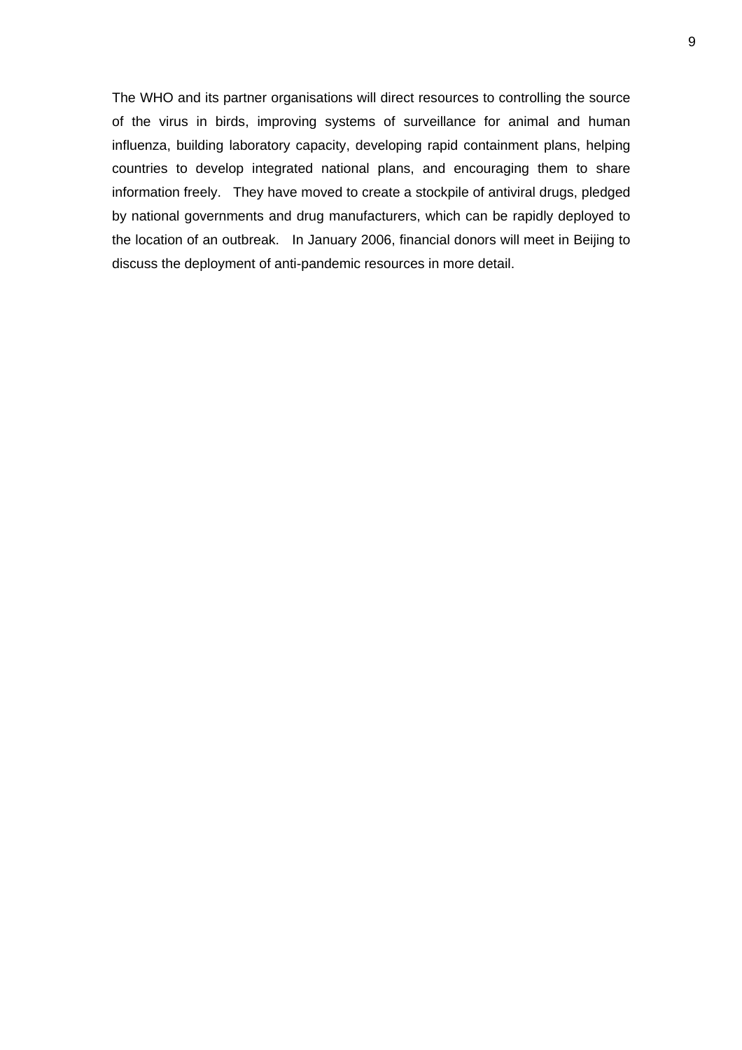The WHO and its partner organisations will direct resources to controlling the source of the virus in birds, improving systems of surveillance for animal and human influenza, building laboratory capacity, developing rapid containment plans, helping countries to develop integrated national plans, and encouraging them to share information freely. They have moved to create a stockpile of antiviral drugs, pledged by national governments and drug manufacturers, which can be rapidly deployed to the location of an outbreak. In January 2006, financial donors will meet in Beijing to discuss the deployment of anti-pandemic resources in more detail.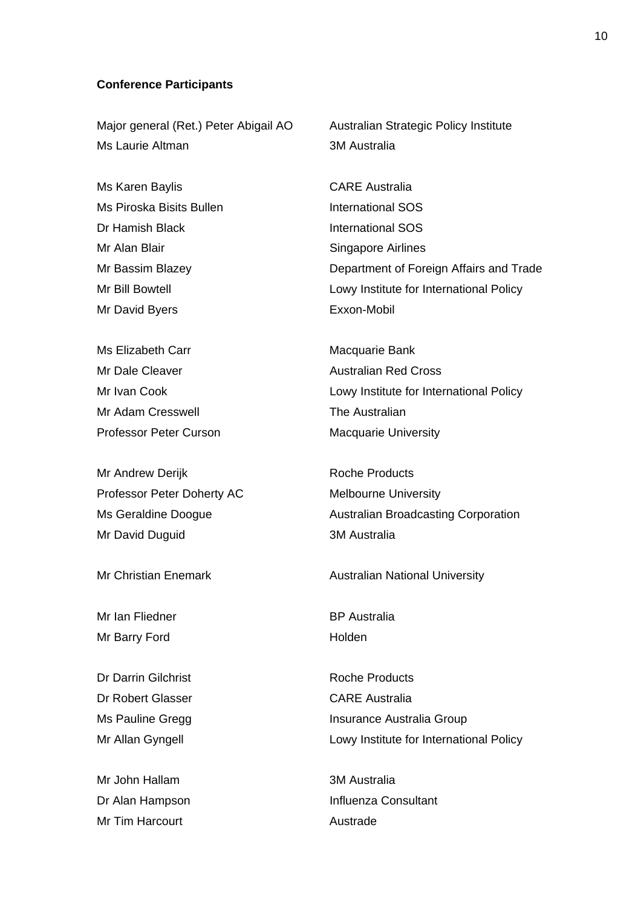**Conference Participants**

| | |
|---|---|
| Major general (Ret.) Peter Abigail AO | Australian Strategic Policy Institute |
| Ms Laurie Altman | 3M Australia |
| | |
| Ms Karen Baylis | CARE Australia |
| Ms Piroska Bisits Bullen | International SOS |
| Dr Hamish Black | International SOS |
| Mr Alan Blair | Singapore Airlines |
| Mr Bassim Blazey | Department of Foreign Affairs and Trade |
| Mr Bill Bowtell | Lowy Institute for International Policy |
| Mr David Byers | Exxon-Mobil |
| | |
| Ms Elizabeth Carr | Macquarie Bank |
| Mr Dale Cleaver | Australian Red Cross |
| Mr Ivan Cook | Lowy Institute for International Policy |
| Mr Adam Cresswell | The Australian |
| Professor Peter Curson | Macquarie University |
| | |
| Mr Andrew Derijk | Roche Products |
| Professor Peter Doherty AC | Melbourne University |
| Ms Geraldine Doogue | Australian Broadcasting Corporation |
| Mr David Duguid | 3M Australia |
| | |
| Mr Christian Enemark | Australian National University |
| | |
| Mr Ian Fliedner | BP Australia |
| Mr Barry Ford | Holden |
| | |
| Dr Darrin Gilchrist | Roche Products |
| Dr Robert Glasser | CARE Australia |
| Ms Pauline Gregg | Insurance Australia Group |
| Mr Allan Gyngell | Lowy Institute for International Policy |
| | |
| Mr John Hallam | 3M Australia |
| Dr Alan Hampson | Influenza Consultant |
| Mr Tim Harcourt | Austrade |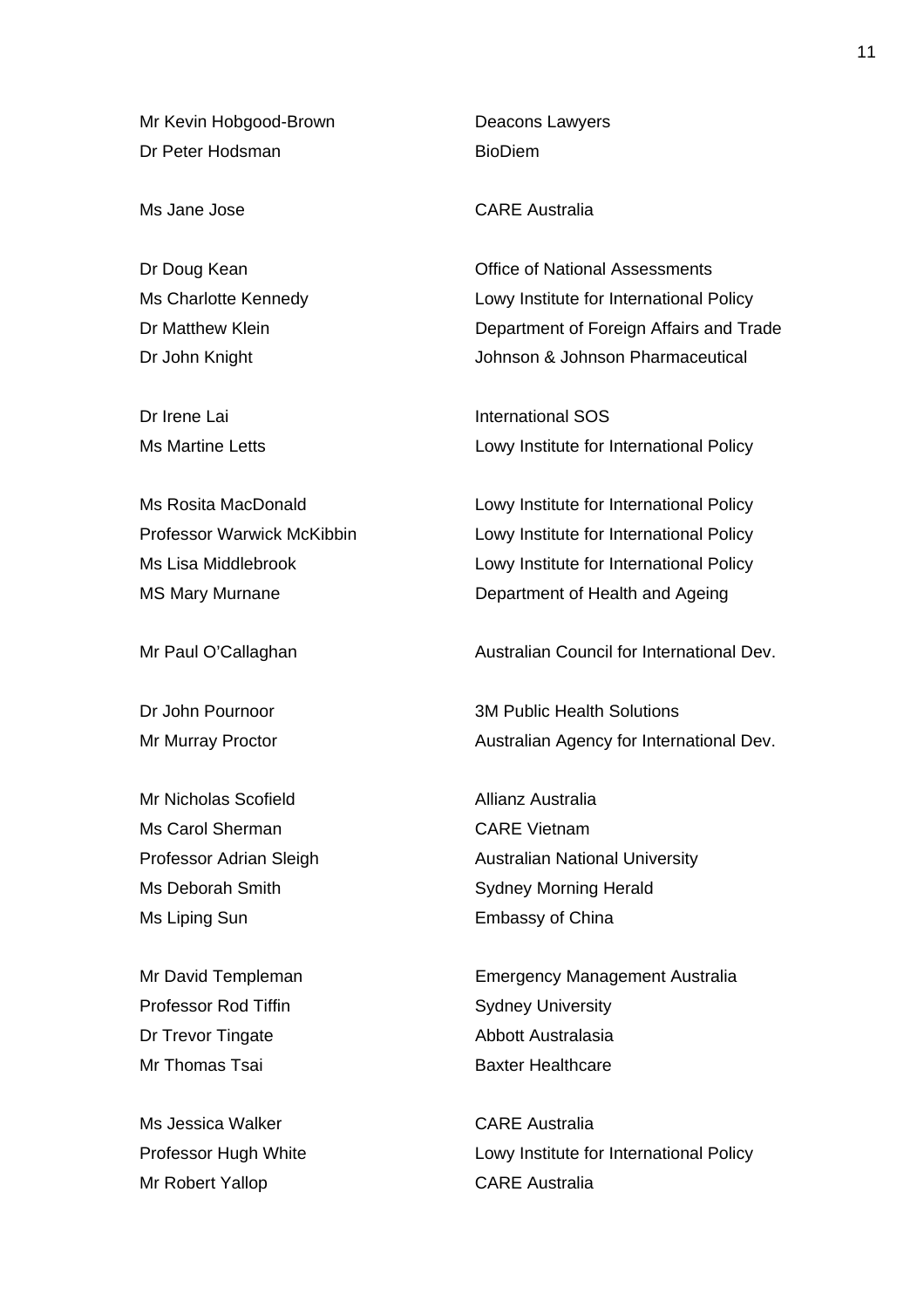| | |
|---|---|
| Mr Kevin Hobgood-Brown | Deacons Lawyers |
| Dr Peter Hodsman | BioDiem |
| Ms Jane Jose | CARE Australia |
| Dr Doug Kean | Office of National Assessments |
| Ms Charlotte Kennedy | Lowy Institute for International Policy |
| Dr Matthew Klein | Department of Foreign Affairs and Trade |
| Dr John Knight | Johnson & Johnson Pharmaceutical |
| Dr Irene Lai | International SOS |
| Ms Martine Letts | Lowy Institute for International Policy |
| Ms Rosita MacDonald | Lowy Institute for International Policy |
| Professor Warwick McKibbin | Lowy Institute for International Policy |
| Ms Lisa Middlebrook | Lowy Institute for International Policy |
| MS Mary Murnane | Department of Health and Ageing |
| Mr Paul O'Callaghan | Australian Council for International Dev. |
| Dr John Pournoor | 3M Public Health Solutions |
| Mr Murray Proctor | Australian Agency for International Dev. |
| Mr Nicholas Scofield | Allianz Australia |
| Ms Carol Sherman | CARE Vietnam |
| Professor Adrian Sleigh | Australian National University |
| Ms Deborah Smith | Sydney Morning Herald |
| Ms Liping Sun | Embassy of China |
| Mr David Templeman | Emergency Management Australia |
| Professor Rod Tiffin | Sydney University |
| Dr Trevor Tingate | Abbott Australasia |
| Mr Thomas Tsai | Baxter Healthcare |
| Ms Jessica Walker | CARE Australia |
| Professor Hugh White | Lowy Institute for International Policy |
| Mr Robert Yallop | CARE Australia |